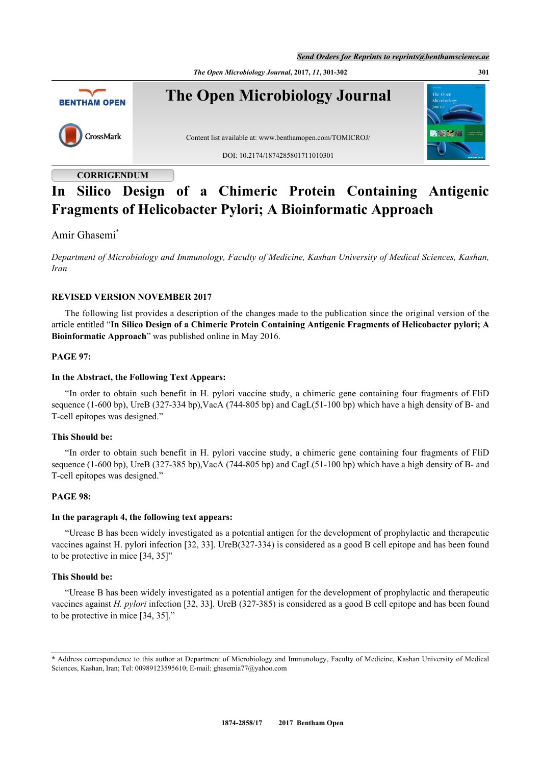CORRIGENDUM

# In Silico Design of a Chimeric Protein Containing Antigenic Fragments of Helicobacter Pylori; A Bioinformatic Approach

Amir Ghasemi*

*Department of Microbiology and Immunology, Faculty of Medicine, Kashan University of Medical Sciences, Kashan, Iran*

## REVISED VERSION NOVEMBER 2017

The following list provides a description of the changes made to the publication since the original version of the article entitled "**In Silico Design of a Chimeric Protein Containing Antigenic Fragments of Helicobacter pylori; A Bioinformatic Approach**" was published online in May 2016.

### PAGE 97:

#### In the Abstract, the Following Text Appears:

"In order to obtain such benefit in H. pylori vaccine study, a chimeric gene containing four fragments of FliD sequence (1-600 bp), UreB (327-334 bp),VacA (744-805 bp) and CagL(51-100 bp) which have a high density of B- and T-cell epitopes was designed."

#### This Should be:

"In order to obtain such benefit in H. pylori vaccine study, a chimeric gene containing four fragments of FliD sequence (1-600 bp), UreB (327-385 bp),VacA (744-805 bp) and CagL(51-100 bp) which have a high density of B- and T-cell epitopes was designed."

### PAGE 98:

#### In the paragraph 4, the following text appears:

"Urease B has been widely investigated as a potential antigen for the development of prophylactic and therapeutic vaccines against H. pylori infection [32, 33]. UreB(327-334) is considered as a good B cell epitope and has been found to be protective in mice [34, 35]"

#### This Should be:

"Urease B has been widely investigated as a potential antigen for the development of prophylactic and therapeutic vaccines against *H. pylori* infection [32, 33]. UreB (327-385) is considered as a good B cell epitope and has been found to be protective in mice [34, 35]."

---

* Address correspondence to this author at Department of Microbiology and Immunology, Faculty of Medicine, Kashan University of Medical Sciences, Kashan, Iran; Tel: 00989123595610; E-mail: ghasemia77@yahoo.com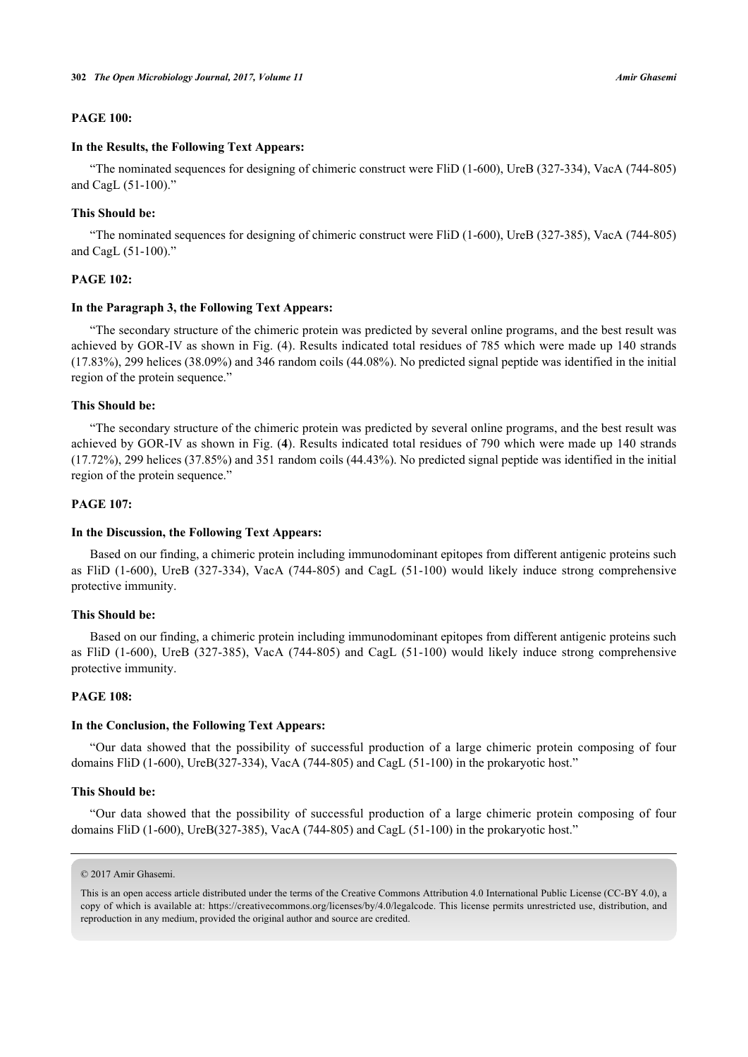**PAGE 100:**

**In the Results, the Following Text Appears:**

"The nominated sequences for designing of chimeric construct were FliD (1-600), UreB (327-334), VacA (744-805) and CagL (51-100)."

**This Should be:**

"The nominated sequences for designing of chimeric construct were FliD (1-600), UreB (327-385), VacA (744-805) and CagL (51-100)."

**PAGE 102:**

**In the Paragraph 3, the Following Text Appears:**

"The secondary structure of the chimeric protein was predicted by several online programs, and the best result was achieved by GOR-IV as shown in Fig. (4). Results indicated total residues of 785 which were made up 140 strands (17.83%), 299 helices (38.09%) and 346 random coils (44.08%). No predicted signal peptide was identified in the initial region of the protein sequence."

**This Should be:**

"The secondary structure of the chimeric protein was predicted by several online programs, and the best result was achieved by GOR-IV as shown in Fig. (**4**). Results indicated total residues of 790 which were made up 140 strands (17.72%), 299 helices (37.85%) and 351 random coils (44.43%). No predicted signal peptide was identified in the initial region of the protein sequence."

**PAGE 107:**

**In the Discussion, the Following Text Appears:**

Based on our finding, a chimeric protein including immunodominant epitopes from different antigenic proteins such as FliD (1-600), UreB (327-334), VacA (744-805) and CagL (51-100) would likely induce strong comprehensive protective immunity.

**This Should be:**

Based on our finding, a chimeric protein including immunodominant epitopes from different antigenic proteins such as FliD (1-600), UreB (327-385), VacA (744-805) and CagL (51-100) would likely induce strong comprehensive protective immunity.

**PAGE 108:**

**In the Conclusion, the Following Text Appears:**

"Our data showed that the possibility of successful production of a large chimeric protein composing of four domains FliD (1-600), UreB(327-334), VacA (744-805) and CagL (51-100) in the prokaryotic host."

**This Should be:**

"Our data showed that the possibility of successful production of a large chimeric protein composing of four domains FliD (1-600), UreB(327-385), VacA (744-805) and CagL (51-100) in the prokaryotic host."

© 2017 Amir Ghasemi.

This is an open access article distributed under the terms of the Creative Commons Attribution 4.0 International Public License (CC-BY 4.0), a copy of which is available at: https://creativecommons.org/licenses/by/4.0/legalcode. This license permits unrestricted use, distribution, and reproduction in any medium, provided the original author and source are credited.